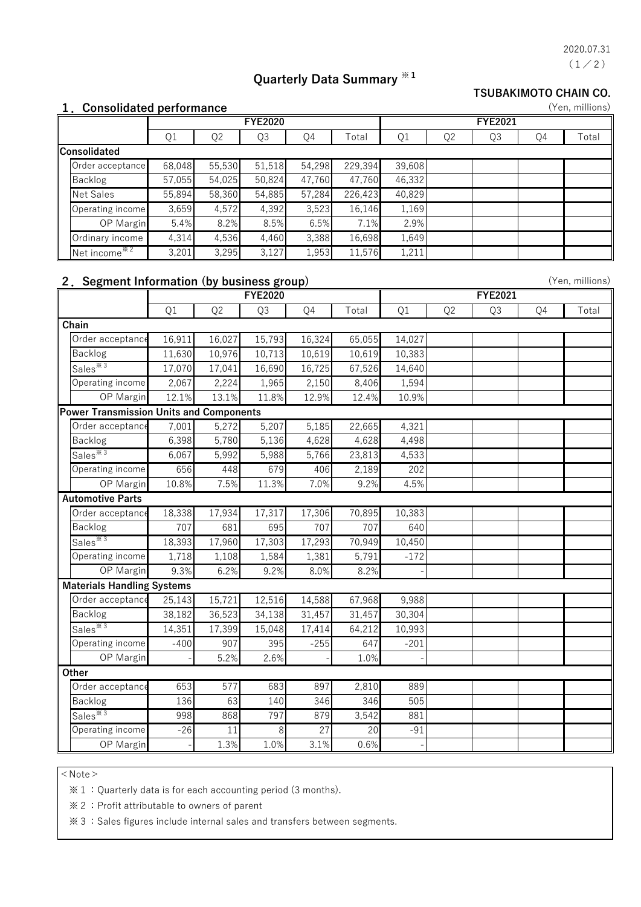2020.07.31

# Quarterly Data Summary ※1

**TSUBAKIMOTO CHAIN CO.**

## 1．Consolidated performance

(Yen, millions)

| | FYE2020 | | | | | FYE2021 | | | | |
|---|---|---|---|---|---|---|---|---|---|---|
| | Q1 | Q2 | Q3 | Q4 | Total | Q1 | Q2 | Q3 | Q4 | Total |
| **Consolidated** | | | | | | | | | | |
| Order acceptance | 68,048 | 55,530 | 51,518 | 54,298 | 229,394 | 39,608 | | | | |
| Backlog | 57,055 | 54,025 | 50,824 | 47,760 | 47,760 | 46,332 | | | | |
| Net Sales | 55,894 | 58,360 | 54,885 | 57,284 | 226,423 | 40,829 | | | | |
| Operating income | 3,659 | 4,572 | 4,392 | 3,523 | 16,146 | 1,169 | | | | |
| OP Margin | 5.4% | 8.2% | 8.5% | 6.5% | 7.1% | 2.9% | | | | |
| Ordinary income | 4,314 | 4,536 | 4,460 | 3,388 | 16,698 | 1,649 | | | | |
| Net income※2 | 3,201 | 3,295 | 3,127 | 1,953 | 11,576 | 1,211 | | | | |

## 2．Segment Information (by business group)

(Yen, millions)

| | FYE2020 | | | | | FYE2021 | | | | |
|---|---|---|---|---|---|---|---|---|---|---|
| | Q1 | Q2 | Q3 | Q4 | Total | Q1 | Q2 | Q3 | Q4 | Total |
| **Chain** | | | | | | | | | | |
| Order acceptance | 16,911 | 16,027 | 15,793 | 16,324 | 65,055 | 14,027 | | | | |
| Backlog | 11,630 | 10,976 | 10,713 | 10,619 | 10,619 | 10,383 | | | | |
| Sales※3 | 17,070 | 17,041 | 16,690 | 16,725 | 67,526 | 14,640 | | | | |
| Operating income | 2,067 | 2,224 | 1,965 | 2,150 | 8,406 | 1,594 | | | | |
| OP Margin | 12.1% | 13.1% | 11.8% | 12.9% | 12.4% | 10.9% | | | | |
| **Power Transmission Units and Components** | | | | | | | | | | |
| Order acceptance | 7,001 | 5,272 | 5,207 | 5,185 | 22,665 | 4,321 | | | | |
| Backlog | 6,398 | 5,780 | 5,136 | 4,628 | 4,628 | 4,498 | | | | |
| Sales※3 | 6,067 | 5,992 | 5,988 | 5,766 | 23,813 | 4,533 | | | | |
| Operating income | 656 | 448 | 679 | 406 | 2,189 | 202 | | | | |
| OP Margin | 10.8% | 7.5% | 11.3% | 7.0% | 9.2% | 4.5% | | | | |
| **Automotive Parts** | | | | | | | | | | |
| Order acceptance | 18,338 | 17,934 | 17,317 | 17,306 | 70,895 | 10,383 | | | | |
| Backlog | 707 | 681 | 695 | 707 | 707 | 640 | | | | |
| Sales※3 | 18,393 | 17,960 | 17,303 | 17,293 | 70,949 | 10,450 | | | | |
| Operating income | 1,718 | 1,108 | 1,584 | 1,381 | 5,791 | -172 | | | | |
| OP Margin | 9.3% | 6.2% | 9.2% | 8.0% | 8.2% | - | | | | |
| **Materials Handling Systems** | | | | | | | | | | |
| Order acceptance | 25,143 | 15,721 | 12,516 | 14,588 | 67,968 | 9,988 | | | | |
| Backlog | 38,182 | 36,523 | 34,138 | 31,457 | 31,457 | 30,304 | | | | |
| Sales※3 | 14,351 | 17,399 | 15,048 | 17,414 | 64,212 | 10,993 | | | | |
| Operating income | -400 | 907 | 395 | -255 | 647 | -201 | | | | |
| OP Margin | - | 5.2% | 2.6% | - | 1.0% | - | | | | |
| **Other** | | | | | | | | | | |
| Order acceptance | 653 | 577 | 683 | 897 | 2,810 | 889 | | | | |
| Backlog | 136 | 63 | 140 | 346 | 346 | 505 | | | | |
| Sales※3 | 998 | 868 | 797 | 879 | 3,542 | 881 | | | | |
| Operating income | -26 | 11 | 8 | 27 | 20 | -91 | | | | |
| OP Margin | - | 1.3% | 1.0% | 3.1% | 0.6% | - | | | | |

＜Note＞

※１：Quarterly data is for each accounting period (3 months).

※２：Profit attributable to owners of parent

※３：Sales figures include internal sales and transfers between segments.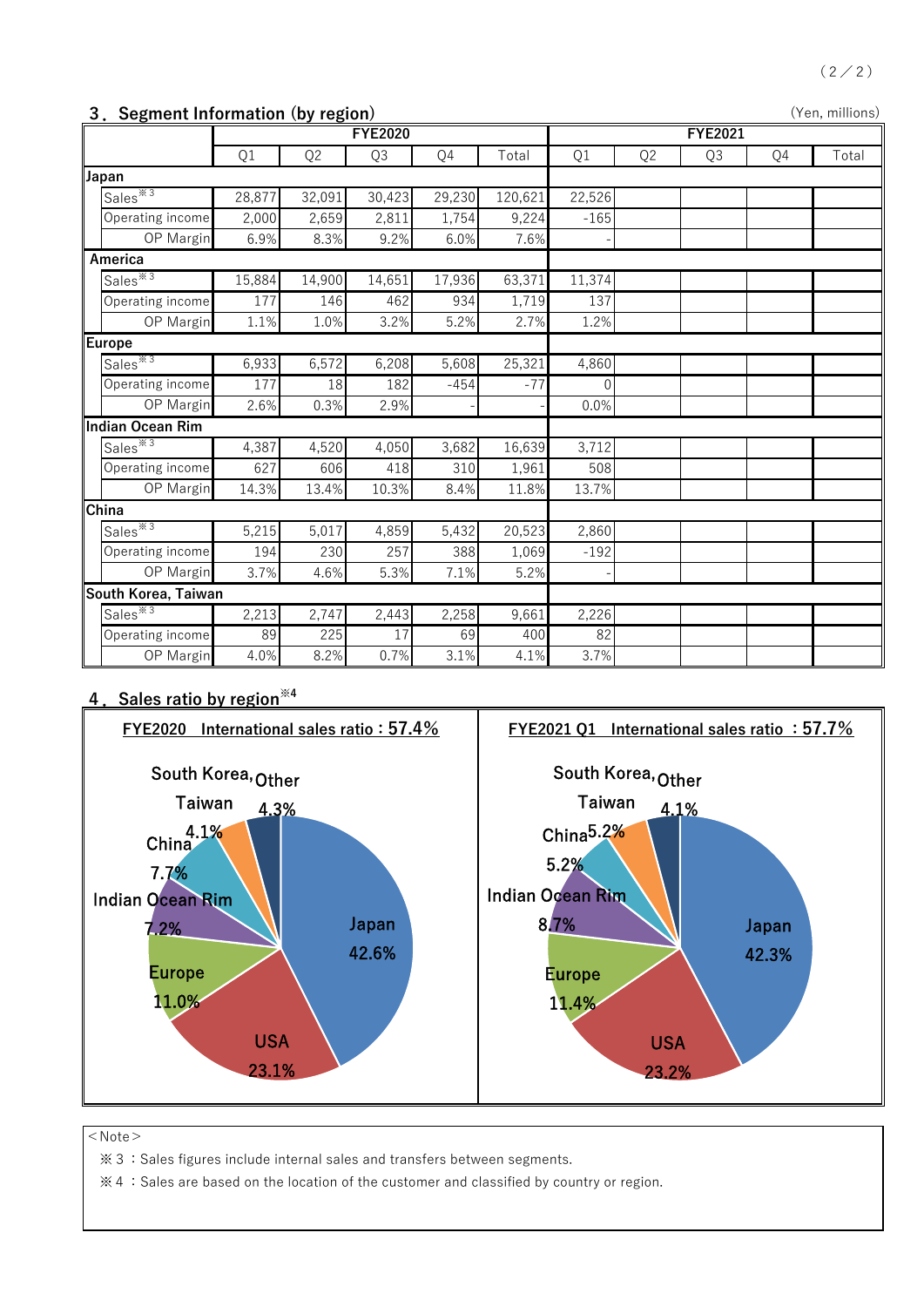## 3. Segment Information (by region)

(Yen, millions)

| | | FYE2020 | | | | | FYE2021 | | | | |
|---|---|---|---|---|---|---|---|---|---|---|---|
| | | Q1 | Q2 | Q3 | Q4 | Total | Q1 | Q2 | Q3 | Q4 | Total |
| Japan | | | | | | | | | | | |
| | Sales※3 | 28,877 | 32,091 | 30,423 | 29,230 | 120,621 | 22,526 | | | | |
| | Operating income | 2,000 | 2,659 | 2,811 | 1,754 | 9,224 | -165 | | | | |
| | OP Margin | 6.9% | 8.3% | 9.2% | 6.0% | 7.6% | - | | | | |
| America | | | | | | | | | | | |
| | Sales※3 | 15,884 | 14,900 | 14,651 | 17,936 | 63,371 | 11,374 | | | | |
| | Operating income | 177 | 146 | 462 | 934 | 1,719 | 137 | | | | |
| | OP Margin | 1.1% | 1.0% | 3.2% | 5.2% | 2.7% | 1.2% | | | | |
| Europe | | | | | | | | | | | |
| | Sales※3 | 6,933 | 6,572 | 6,208 | 5,608 | 25,321 | 4,860 | | | | |
| | Operating income | 177 | 18 | 182 | -454 | -77 | 0 | | | | |
| | OP Margin | 2.6% | 0.3% | 2.9% | - | - | 0.0% | | | | |
| Indian Ocean Rim | | | | | | | | | | | |
| | Sales※3 | 4,387 | 4,520 | 4,050 | 3,682 | 16,639 | 3,712 | | | | |
| | Operating income | 627 | 606 | 418 | 310 | 1,961 | 508 | | | | |
| | OP Margin | 14.3% | 13.4% | 10.3% | 8.4% | 11.8% | 13.7% | | | | |
| China | | | | | | | | | | | |
| | Sales※3 | 5,215 | 5,017 | 4,859 | 5,432 | 20,523 | 2,860 | | | | |
| | Operating income | 194 | 230 | 257 | 388 | 1,069 | -192 | | | | |
| | OP Margin | 3.7% | 4.6% | 5.3% | 7.1% | 5.2% | - | | | | |
| South Korea, Taiwan | | | | | | | | | | | |
| | Sales※3 | 2,213 | 2,747 | 2,443 | 2,258 | 9,661 | 2,226 | | | | |
| | Operating income | 89 | 225 | 17 | 69 | 400 | 82 | | | | |
| | OP Margin | 4.0% | 8.2% | 0.7% | 3.1% | 4.1% | 3.7% | | | | |

## 4. Sales ratio by region※4

**FYE2020 International sales ratio : 57.4%**

Japan 42.6%
USA 23.1%
Europe 11.0%
Indian Ocean Rim 7.2%
China 7.7%
South Korea, Taiwan 4.1%
Other 4.3%

**FYE2021 Q1 International sales ratio : 57.7%**

Japan 42.3%
USA 23.2%
Europe 11.4%
Indian Ocean Rim 8.7%
China 5.2%
South Korea, Taiwan 5.2%
Other 4.1%

<Note>

※3 : Sales figures include internal sales and transfers between segments.

※4 : Sales are based on the location of the customer and classified by country or region.